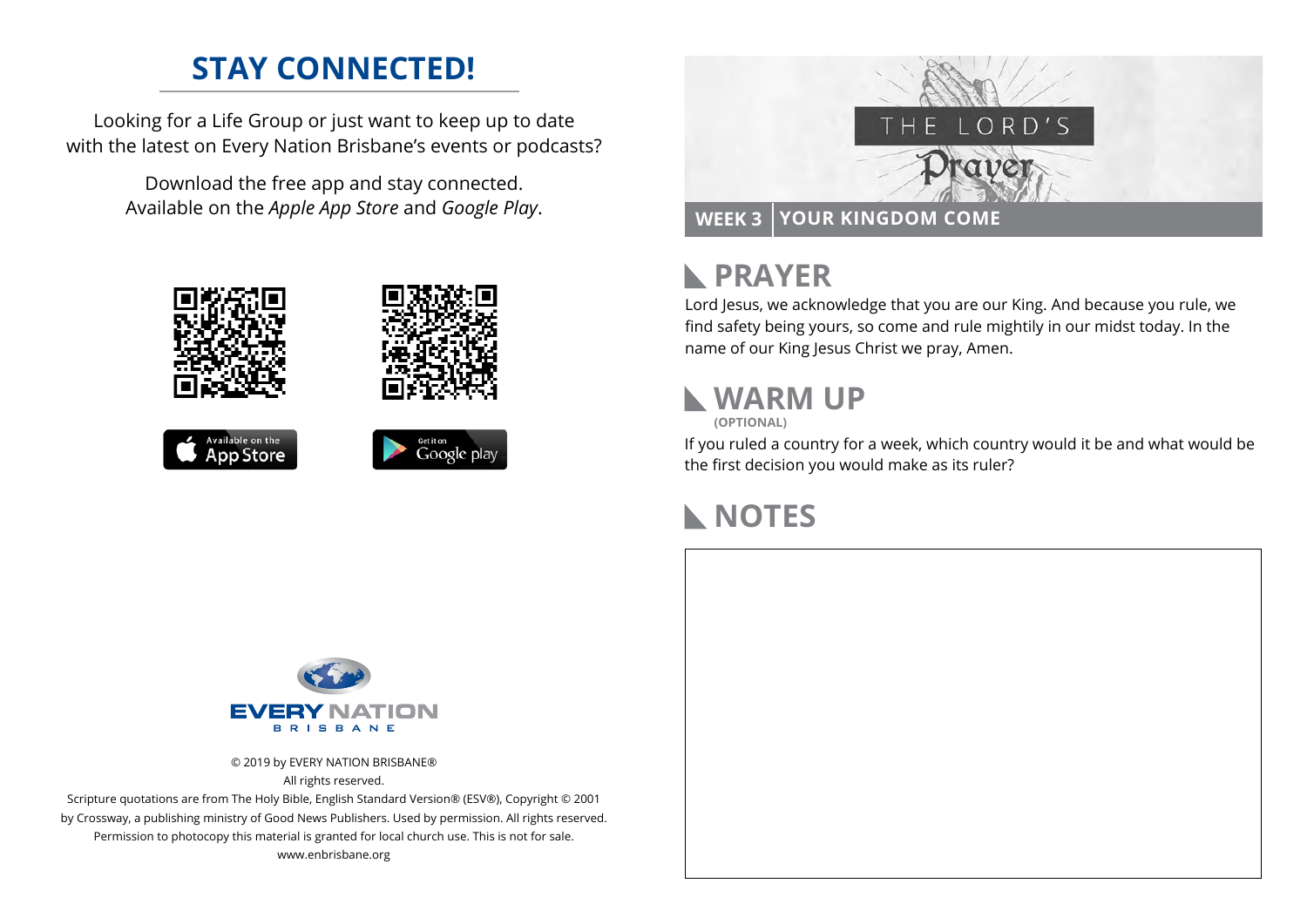## STAY CONNECTED!

Looking for a Life Group or just want to keep up to date with the latest on Every Nation Brisbane's events or podcasts?

Download the free app and stay connected. Available on the *Apple App Store* and *Google Play*.

Available on the App Store

Get it on Google play

EVERY NATION BRISBANE

© 2019 by EVERY NATION BRISBANE®
All rights reserved.
Scripture quotations are from The Holy Bible, English Standard Version® (ESV®), Copyright © 2001 by Crossway, a publishing ministry of Good News Publishers. Used by permission. All rights reserved.
Permission to photocopy this material is granted for local church use. This is not for sale.
www.enbrisbane.org

# THE LORD'S Prayer

**WEEK 3 | YOUR KINGDOM COME**

## PRAYER

Lord Jesus, we acknowledge that you are our King. And because you rule, we find safety being yours, so come and rule mightily in our midst today. In the name of our King Jesus Christ we pray, Amen.

## WARM UP

**(OPTIONAL)**

If you ruled a country for a week, which country would it be and what would be the first decision you would make as its ruler?

## NOTES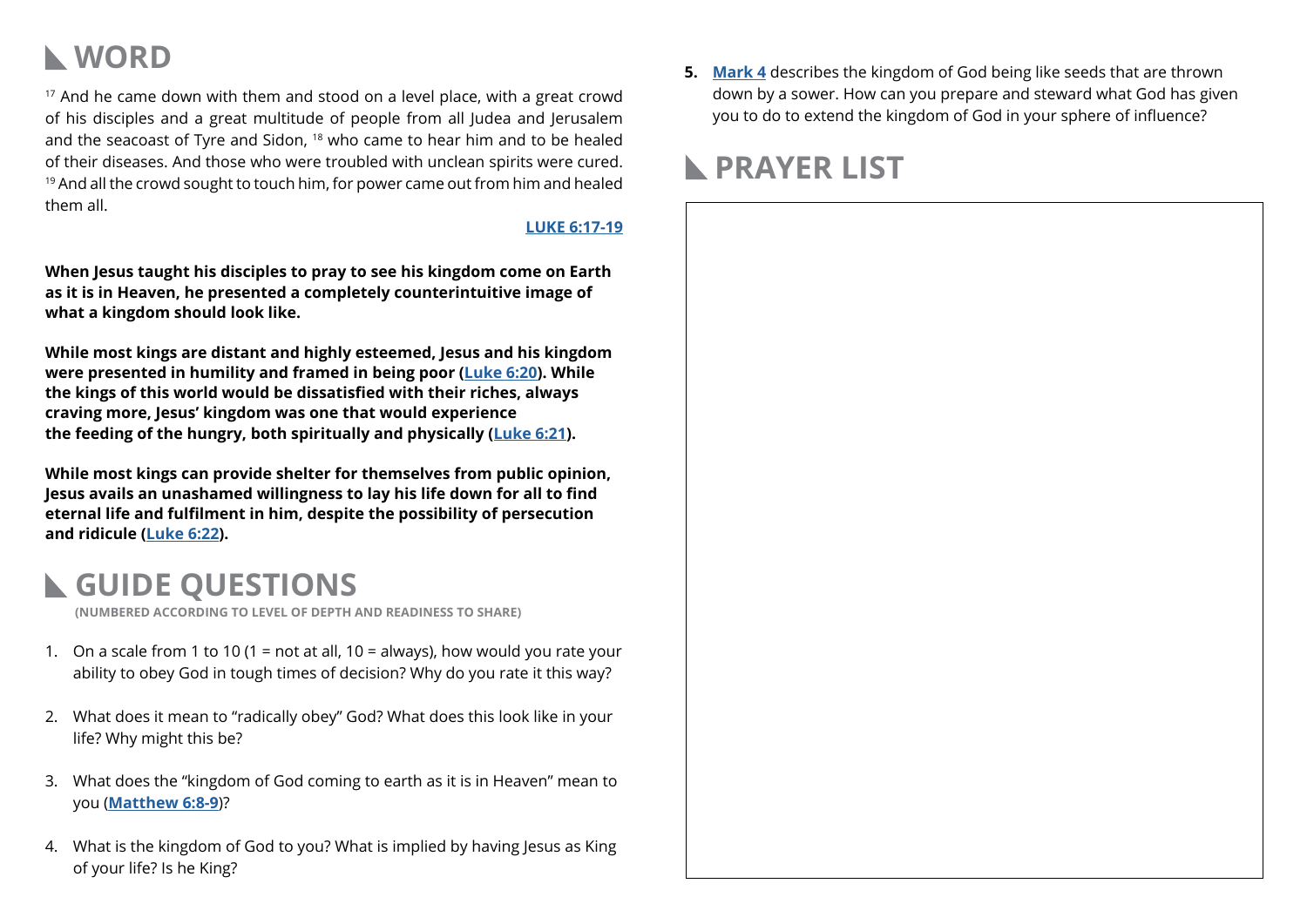## WORD

[17] And he came down with them and stood on a level place, with a great crowd of his disciples and a great multitude of people from all Judea and Jerusalem and the seacoast of Tyre and Sidon, [18] who came to hear him and to be healed of their diseases. And those who were troubled with unclean spirits were cured. [19] And all the crowd sought to touch him, for power came out from him and healed them all.

**LUKE 6:17-19**

**When Jesus taught his disciples to pray to see his kingdom come on Earth as it is in Heaven, he presented a completely counterintuitive image of what a kingdom should look like.**

**While most kings are distant and highly esteemed, Jesus and his kingdom were presented in humility and framed in being poor (Luke 6:20). While the kings of this world would be dissatisfied with their riches, always craving more, Jesus' kingdom was one that would experience the feeding of the hungry, both spiritually and physically (Luke 6:21).**

**While most kings can provide shelter for themselves from public opinion, Jesus avails an unashamed willingness to lay his life down for all to find eternal life and fulfilment in him, despite the possibility of persecution and ridicule (Luke 6:22).**

## GUIDE QUESTIONS

**(NUMBERED ACCORDING TO LEVEL OF DEPTH AND READINESS TO SHARE)**

1. On a scale from 1 to 10 (1 = not at all, 10 = always), how would you rate your ability to obey God in tough times of decision? Why do you rate it this way?

2. What does it mean to "radically obey" God? What does this look like in your life? Why might this be?

3. What does the "kingdom of God coming to earth as it is in Heaven" mean to you (**Matthew 6:8-9**)?

4. What is the kingdom of God to you? What is implied by having Jesus as King of your life? Is he King?

5. **Mark 4** describes the kingdom of God being like seeds that are thrown down by a sower. How can you prepare and steward what God has given you to do to extend the kingdom of God in your sphere of influence?

## PRAYER LIST